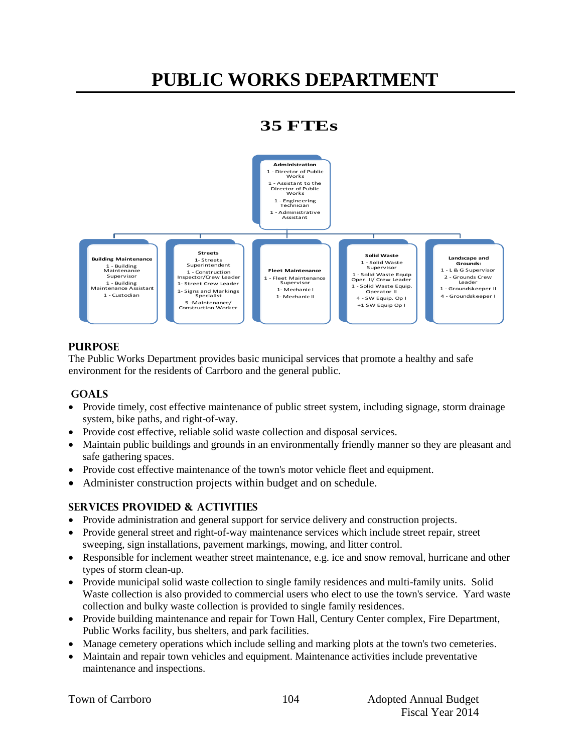# PUBLIC WORKS DEPARTMENT

## 35 FTEs

**Administration**
1 - Director of Public Works
1 - Assistant to the Director of Public Works
1 - Engineering Technician
1 - Administrative Assistant

**Building Maintenance**
1 - Building Maintenance Supervisor
1 - Building Maintenance Assistant
1 - Custodian

**Streets**
1- Streets Superintendent
1 - Construction Inspector/Crew Leader
1- Street Crew Leader
1- Signs and Markings Specialist
5 -Maintenance/ Construction Worker

**Fleet Maintenance**
1 - Fleet Maintenance Supervisor
1- Mechanic I
1- Mechanic II

**Solid Waste**
1 - Solid Waste Supervisor
1 - Solid Waste Equip Oper. II/ Crew Leader
1 - Solid Waste Equip. Operator II
4 - SW Equip. Op I
+1 SW Equip Op I

**Landscape and Grounds:**
1 - L & G Supervisor
2 - Grounds Crew Leader
1 - Groundskeeper II
4 - Groundskeeper I

### PURPOSE

The Public Works Department provides basic municipal services that promote a healthy and safe environment for the residents of Carrboro and the general public.

### GOALS

- Provide timely, cost effective maintenance of public street system, including signage, storm drainage system, bike paths, and right-of-way.
- Provide cost effective, reliable solid waste collection and disposal services.
- Maintain public buildings and grounds in an environmentally friendly manner so they are pleasant and safe gathering spaces.
- Provide cost effective maintenance of the town's motor vehicle fleet and equipment.
- Administer construction projects within budget and on schedule.

### SERVICES PROVIDED & ACTIVITIES

- Provide administration and general support for service delivery and construction projects.
- Provide general street and right-of-way maintenance services which include street repair, street sweeping, sign installations, pavement markings, mowing, and litter control.
- Responsible for inclement weather street maintenance, e.g. ice and snow removal, hurricane and other types of storm clean-up.
- Provide municipal solid waste collection to single family residences and multi-family units. Solid Waste collection is also provided to commercial users who elect to use the town's service. Yard waste collection and bulky waste collection is provided to single family residences.
- Provide building maintenance and repair for Town Hall, Century Center complex, Fire Department, Public Works facility, bus shelters, and park facilities.
- Manage cemetery operations which include selling and marking plots at the town's two cemeteries.
- Maintain and repair town vehicles and equipment. Maintenance activities include preventative maintenance and inspections.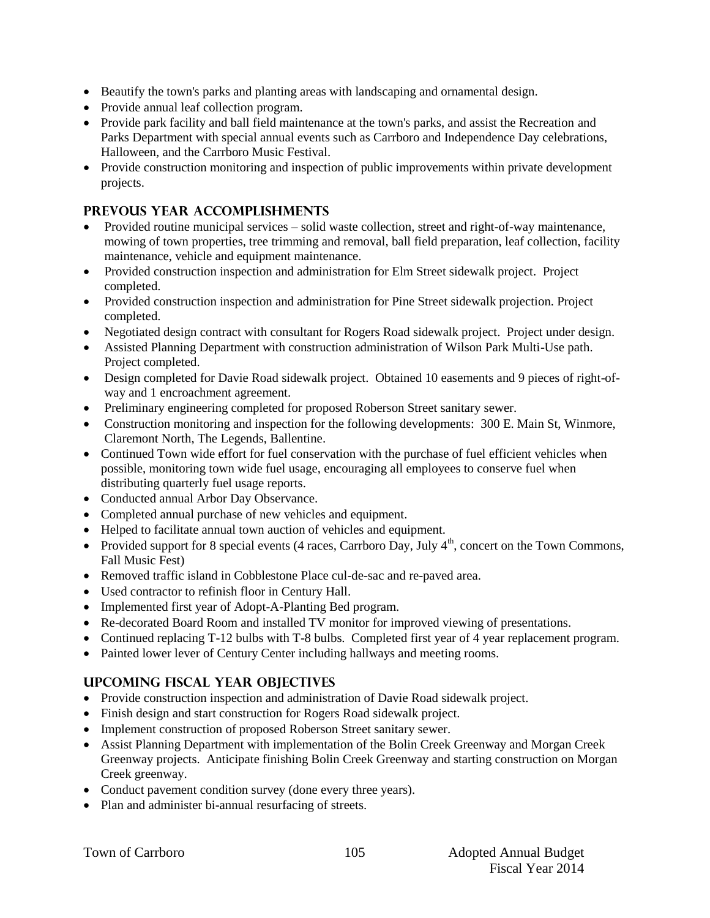- Beautify the town's parks and planting areas with landscaping and ornamental design.
- Provide annual leaf collection program.
- Provide park facility and ball field maintenance at the town's parks, and assist the Recreation and Parks Department with special annual events such as Carrboro and Independence Day celebrations, Halloween, and the Carrboro Music Festival.
- Provide construction monitoring and inspection of public improvements within private development projects.

## PREVOUS YEAR ACCOMPLISHMENTS

- Provided routine municipal services – solid waste collection, street and right-of-way maintenance, mowing of town properties, tree trimming and removal, ball field preparation, leaf collection, facility maintenance, vehicle and equipment maintenance.
- Provided construction inspection and administration for Elm Street sidewalk project. Project completed.
- Provided construction inspection and administration for Pine Street sidewalk projection. Project completed.
- Negotiated design contract with consultant for Rogers Road sidewalk project. Project under design.
- Assisted Planning Department with construction administration of Wilson Park Multi-Use path. Project completed.
- Design completed for Davie Road sidewalk project. Obtained 10 easements and 9 pieces of right-of-way and 1 encroachment agreement.
- Preliminary engineering completed for proposed Roberson Street sanitary sewer.
- Construction monitoring and inspection for the following developments: 300 E. Main St, Winmore, Claremont North, The Legends, Ballentine.
- Continued Town wide effort for fuel conservation with the purchase of fuel efficient vehicles when possible, monitoring town wide fuel usage, encouraging all employees to conserve fuel when distributing quarterly fuel usage reports.
- Conducted annual Arbor Day Observance.
- Completed annual purchase of new vehicles and equipment.
- Helped to facilitate annual town auction of vehicles and equipment.
- Provided support for 8 special events (4 races, Carrboro Day, July 4th, concert on the Town Commons, Fall Music Fest)
- Removed traffic island in Cobblestone Place cul-de-sac and re-paved area.
- Used contractor to refinish floor in Century Hall.
- Implemented first year of Adopt-A-Planting Bed program.
- Re-decorated Board Room and installed TV monitor for improved viewing of presentations.
- Continued replacing T-12 bulbs with T-8 bulbs. Completed first year of 4 year replacement program.
- Painted lower lever of Century Center including hallways and meeting rooms.

## UPCOMING FISCAL YEAR OBJECTIVES

- Provide construction inspection and administration of Davie Road sidewalk project.
- Finish design and start construction for Rogers Road sidewalk project.
- Implement construction of proposed Roberson Street sanitary sewer.
- Assist Planning Department with implementation of the Bolin Creek Greenway and Morgan Creek Greenway projects. Anticipate finishing Bolin Creek Greenway and starting construction on Morgan Creek greenway.
- Conduct pavement condition survey (done every three years).
- Plan and administer bi-annual resurfacing of streets.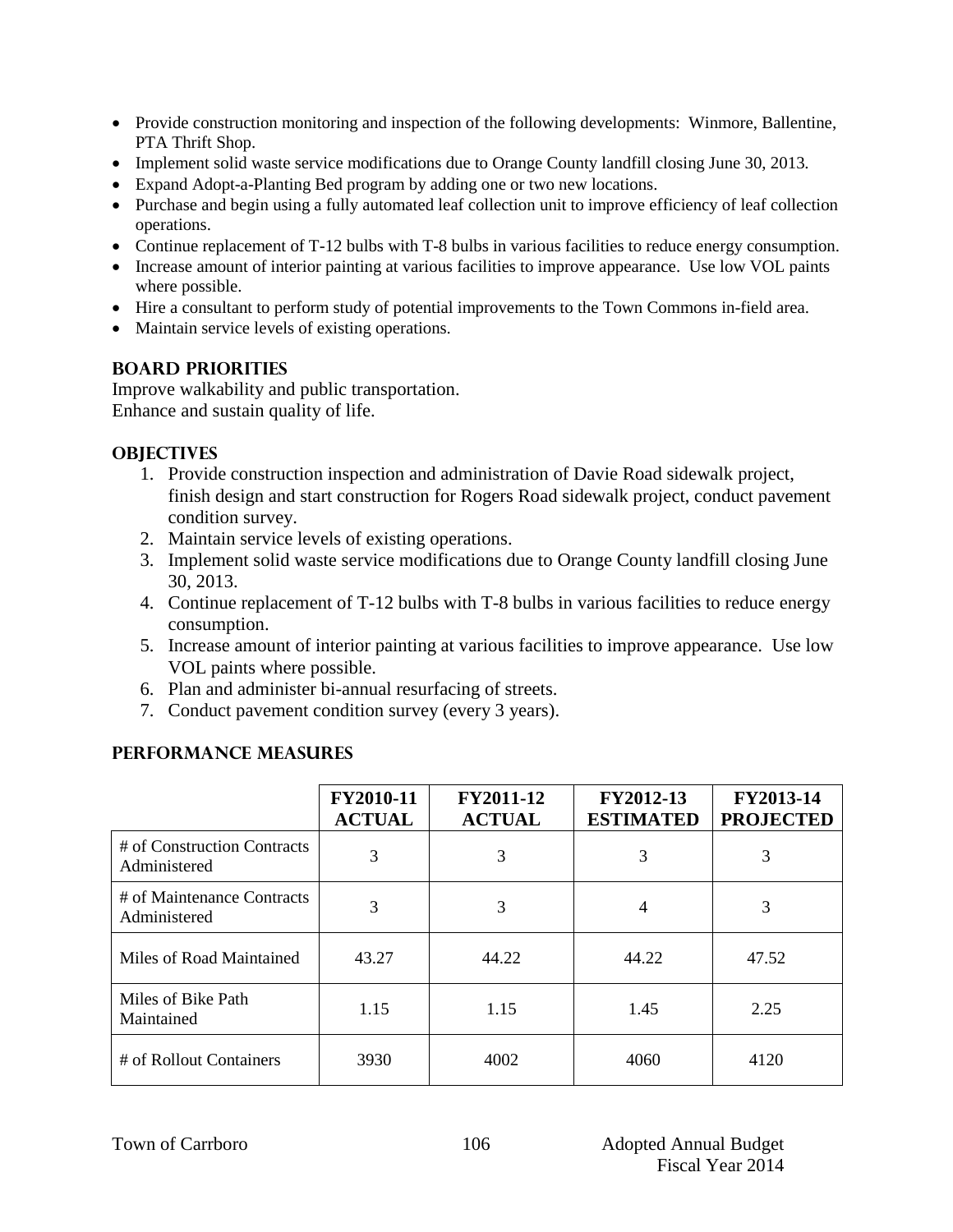- Provide construction monitoring and inspection of the following developments: Winmore, Ballentine, PTA Thrift Shop.
- Implement solid waste service modifications due to Orange County landfill closing June 30, 2013.
- Expand Adopt-a-Planting Bed program by adding one or two new locations.
- Purchase and begin using a fully automated leaf collection unit to improve efficiency of leaf collection operations.
- Continue replacement of T-12 bulbs with T-8 bulbs in various facilities to reduce energy consumption.
- Increase amount of interior painting at various facilities to improve appearance. Use low VOL paints where possible.
- Hire a consultant to perform study of potential improvements to the Town Commons in-field area.
- Maintain service levels of existing operations.

## BOARD PRIORITIES

Improve walkability and public transportation.
Enhance and sustain quality of life.

## OBJECTIVES

1. Provide construction inspection and administration of Davie Road sidewalk project, finish design and start construction for Rogers Road sidewalk project, conduct pavement condition survey.
2. Maintain service levels of existing operations.
3. Implement solid waste service modifications due to Orange County landfill closing June 30, 2013.
4. Continue replacement of T-12 bulbs with T-8 bulbs in various facilities to reduce energy consumption.
5. Increase amount of interior painting at various facilities to improve appearance. Use low VOL paints where possible.
6. Plan and administer bi-annual resurfacing of streets.
7. Conduct pavement condition survey (every 3 years).

## PERFORMANCE MEASURES

| | FY2010-11 ACTUAL | FY2011-12 ACTUAL | FY2012-13 ESTIMATED | FY2013-14 PROJECTED |
|---|---|---|---|---|
| # of Construction Contracts Administered | 3 | 3 | 3 | 3 |
| # of Maintenance Contracts Administered | 3 | 3 | 4 | 3 |
| Miles of Road Maintained | 43.27 | 44.22 | 44.22 | 47.52 |
| Miles of Bike Path Maintained | 1.15 | 1.15 | 1.45 | 2.25 |
| # of Rollout Containers | 3930 | 4002 | 4060 | 4120 |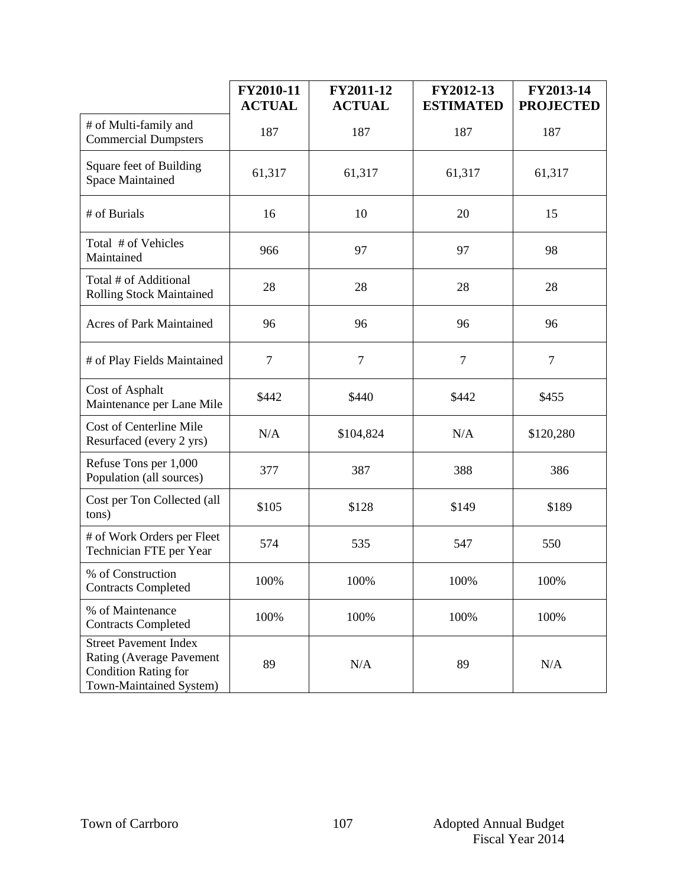| | FY2010-11 ACTUAL | FY2011-12 ACTUAL | FY2012-13 ESTIMATED | FY2013-14 PROJECTED |
|---|---|---|---|---|
| # of Multi-family and Commercial Dumpsters | 187 | 187 | 187 | 187 |
| Square feet of Building Space Maintained | 61,317 | 61,317 | 61,317 | 61,317 |
| # of Burials | 16 | 10 | 20 | 15 |
| Total # of Vehicles Maintained | 966 | 97 | 97 | 98 |
| Total # of Additional Rolling Stock Maintained | 28 | 28 | 28 | 28 |
| Acres of Park Maintained | 96 | 96 | 96 | 96 |
| # of Play Fields Maintained | 7 | 7 | 7 | 7 |
| Cost of Asphalt Maintenance per Lane Mile | $442 | $440 | $442 | $455 |
| Cost of Centerline Mile Resurfaced (every 2 yrs) | N/A | $104,824 | N/A | $120,280 |
| Refuse Tons per 1,000 Population (all sources) | 377 | 387 | 388 | 386 |
| Cost per Ton Collected (all tons) | $105 | $128 | $149 | $189 |
| # of Work Orders per Fleet Technician FTE per Year | 574 | 535 | 547 | 550 |
| % of Construction Contracts Completed | 100% | 100% | 100% | 100% |
| % of Maintenance Contracts Completed | 100% | 100% | 100% | 100% |
| Street Pavement Index Rating (Average Pavement Condition Rating for Town-Maintained System) | 89 | N/A | 89 | N/A |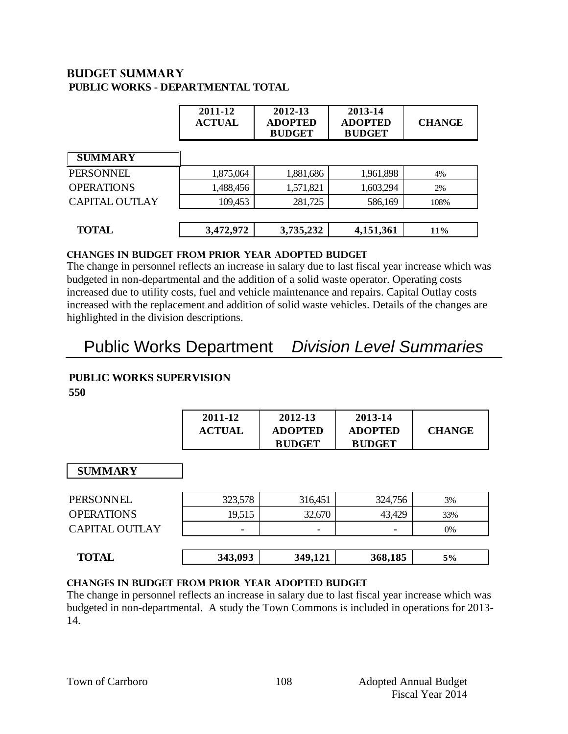## BUDGET SUMMARY

### PUBLIC WORKS - DEPARTMENTAL TOTAL

| SUMMARY | 2011-12 ACTUAL | 2012-13 ADOPTED BUDGET | 2013-14 ADOPTED BUDGET | CHANGE |
|---|---|---|---|---|
| PERSONNEL | 1,875,064 | 1,881,686 | 1,961,898 | 4% |
| OPERATIONS | 1,488,456 | 1,571,821 | 1,603,294 | 2% |
| CAPITAL OUTLAY | 109,453 | 281,725 | 586,169 | 108% |
| **TOTAL** | **3,472,972** | **3,735,232** | **4,151,361** | **11%** |

**CHANGES IN BUDGET FROM PRIOR YEAR ADOPTED BUDGET**

The change in personnel reflects an increase in salary due to last fiscal year increase which was budgeted in non-departmental and the addition of a solid waste operator. Operating costs increased due to utility costs, fuel and vehicle maintenance and repairs. Capital Outlay costs increased with the replacement and addition of solid waste vehicles. Details of the changes are highlighted in the division descriptions.

# Public Works Department *Division Level Summaries*

### PUBLIC WORKS SUPERVISION

**550**

| SUMMARY | 2011-12 ACTUAL | 2012-13 ADOPTED BUDGET | 2013-14 ADOPTED BUDGET | CHANGE |
|---|---|---|---|---|
| PERSONNEL | 323,578 | 316,451 | 324,756 | 3% |
| OPERATIONS | 19,515 | 32,670 | 43,429 | 33% |
| CAPITAL OUTLAY | - | - | - | 0% |
| **TOTAL** | **343,093** | **349,121** | **368,185** | **5%** |

**CHANGES IN BUDGET FROM PRIOR YEAR ADOPTED BUDGET**

The change in personnel reflects an increase in salary due to last fiscal year increase which was budgeted in non-departmental. A study the Town Commons is included in operations for 2013-14.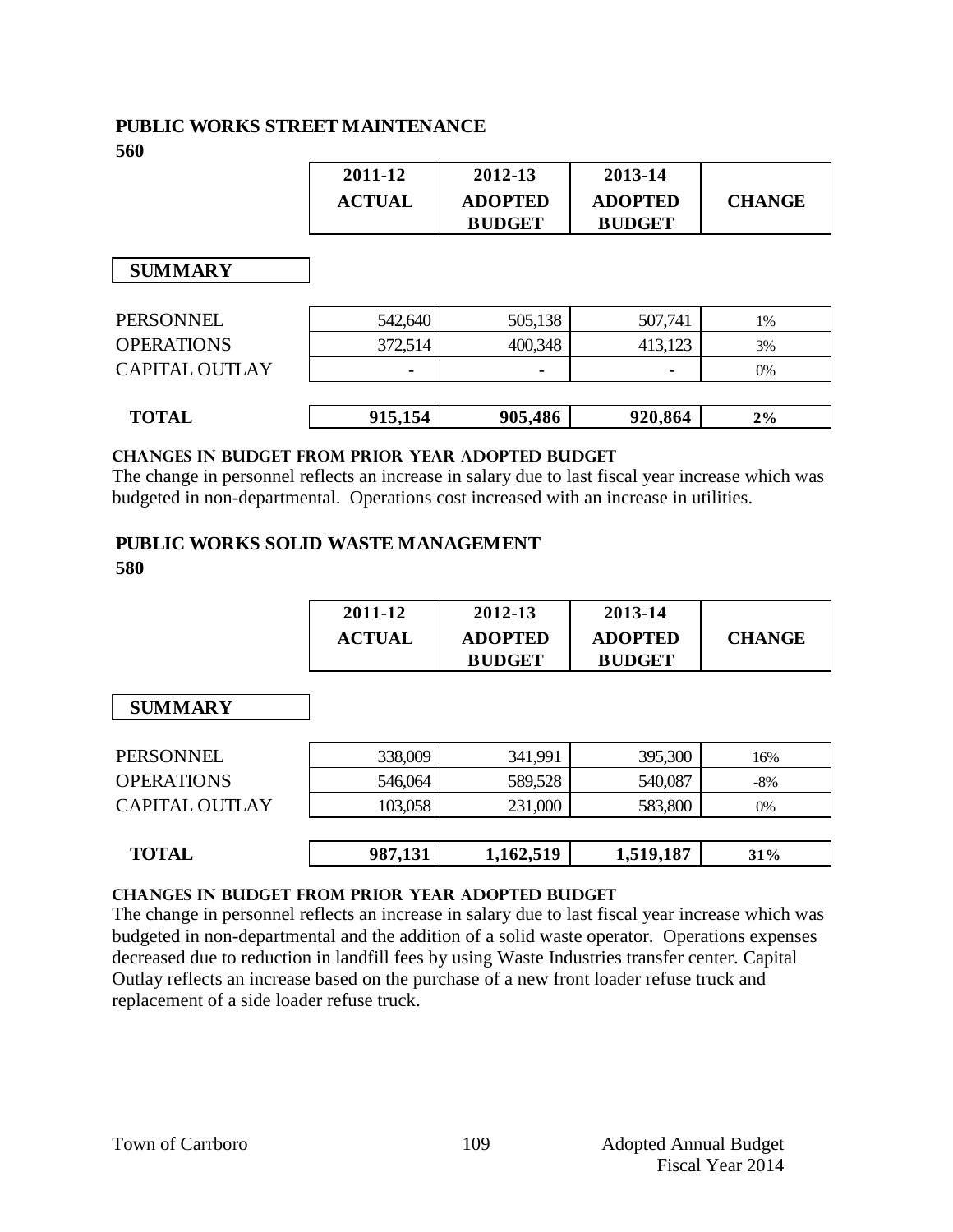## PUBLIC WORKS STREET MAINTENANCE

**560**

| SUMMARY | 2011-12 ACTUAL | 2012-13 ADOPTED BUDGET | 2013-14 ADOPTED BUDGET | CHANGE |
|---|---|---|---|---|
| PERSONNEL | 542,640 | 505,138 | 507,741 | 1% |
| OPERATIONS | 372,514 | 400,348 | 413,123 | 3% |
| CAPITAL OUTLAY | - | - | - | 0% |
| **TOTAL** | **915,154** | **905,486** | **920,864** | **2%** |

### CHANGES IN BUDGET FROM PRIOR YEAR ADOPTED BUDGET

The change in personnel reflects an increase in salary due to last fiscal year increase which was budgeted in non-departmental. Operations cost increased with an increase in utilities.

## PUBLIC WORKS SOLID WASTE MANAGEMENT

**580**

| SUMMARY | 2011-12 ACTUAL | 2012-13 ADOPTED BUDGET | 2013-14 ADOPTED BUDGET | CHANGE |
|---|---|---|---|---|
| PERSONNEL | 338,009 | 341,991 | 395,300 | 16% |
| OPERATIONS | 546,064 | 589,528 | 540,087 | -8% |
| CAPITAL OUTLAY | 103,058 | 231,000 | 583,800 | 0% |
| **TOTAL** | **987,131** | **1,162,519** | **1,519,187** | **31%** |

### CHANGES IN BUDGET FROM PRIOR YEAR ADOPTED BUDGET

The change in personnel reflects an increase in salary due to last fiscal year increase which was budgeted in non-departmental and the addition of a solid waste operator. Operations expenses decreased due to reduction in landfill fees by using Waste Industries transfer center. Capital Outlay reflects an increase based on the purchase of a new front loader refuse truck and replacement of a side loader refuse truck.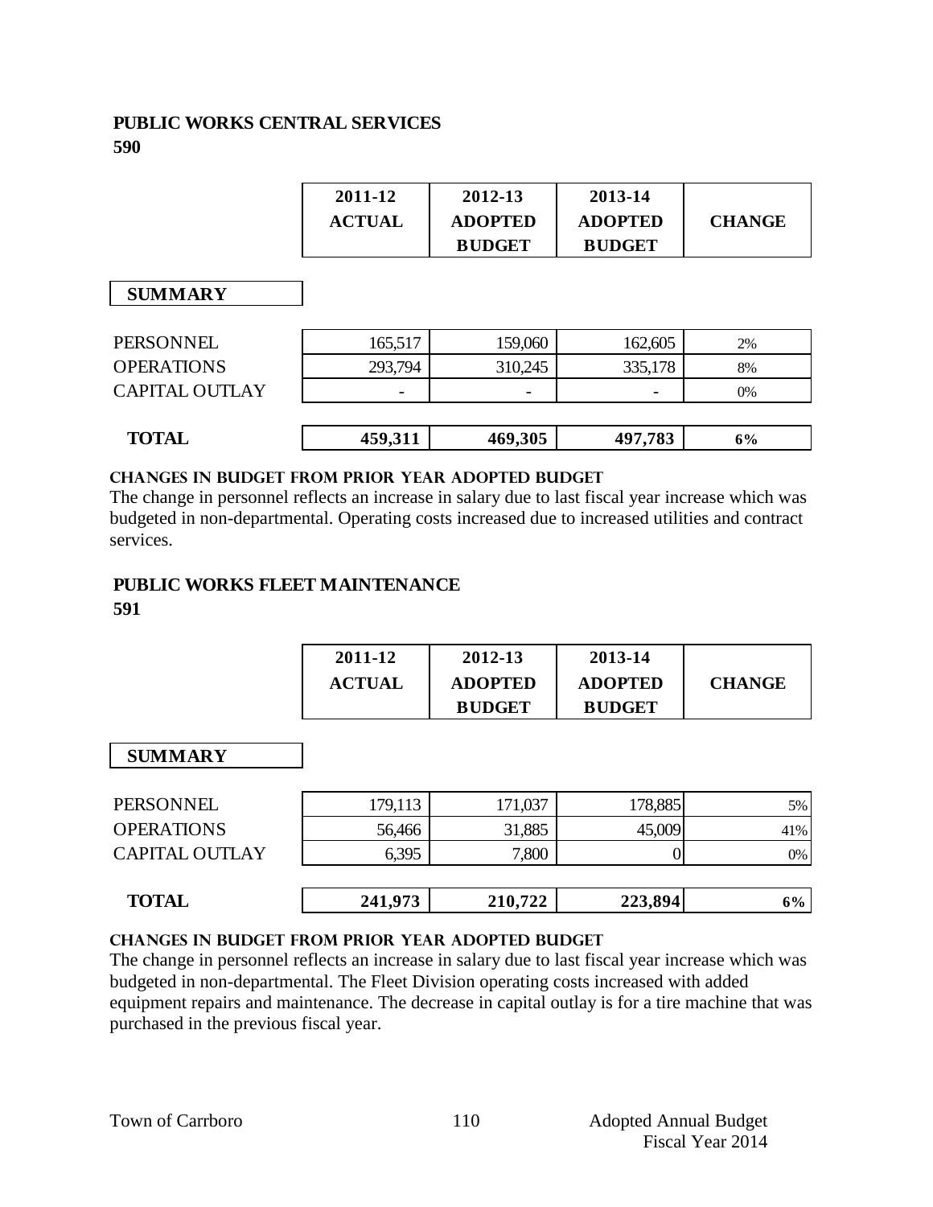## PUBLIC WORKS CENTRAL SERVICES

**590**

| | 2011-12 ACTUAL | 2012-13 ADOPTED BUDGET | 2013-14 ADOPTED BUDGET | CHANGE |
|---|---|---|---|---|
| **SUMMARY** | | | | |
| PERSONNEL | 165,517 | 159,060 | 162,605 | 2% |
| OPERATIONS | 293,794 | 310,245 | 335,178 | 8% |
| CAPITAL OUTLAY | - | - | - | 0% |
| **TOTAL** | **459,311** | **469,305** | **497,783** | **6%** |

**CHANGES IN BUDGET FROM PRIOR YEAR ADOPTED BUDGET**

The change in personnel reflects an increase in salary due to last fiscal year increase which was budgeted in non-departmental. Operating costs increased due to increased utilities and contract services.

## PUBLIC WORKS FLEET MAINTENANCE

**591**

| | 2011-12 ACTUAL | 2012-13 ADOPTED BUDGET | 2013-14 ADOPTED BUDGET | CHANGE |
|---|---|---|---|---|
| **SUMMARY** | | | | |
| PERSONNEL | 179,113 | 171,037 | 178,885 | 5% |
| OPERATIONS | 56,466 | 31,885 | 45,009 | 41% |
| CAPITAL OUTLAY | 6,395 | 7,800 | 0 | 0% |
| **TOTAL** | **241,973** | **210,722** | **223,894** | **6%** |

**CHANGES IN BUDGET FROM PRIOR YEAR ADOPTED BUDGET**

The change in personnel reflects an increase in salary due to last fiscal year increase which was budgeted in non-departmental. The Fleet Division operating costs increased with added equipment repairs and maintenance. The decrease in capital outlay is for a tire machine that was purchased in the previous fiscal year.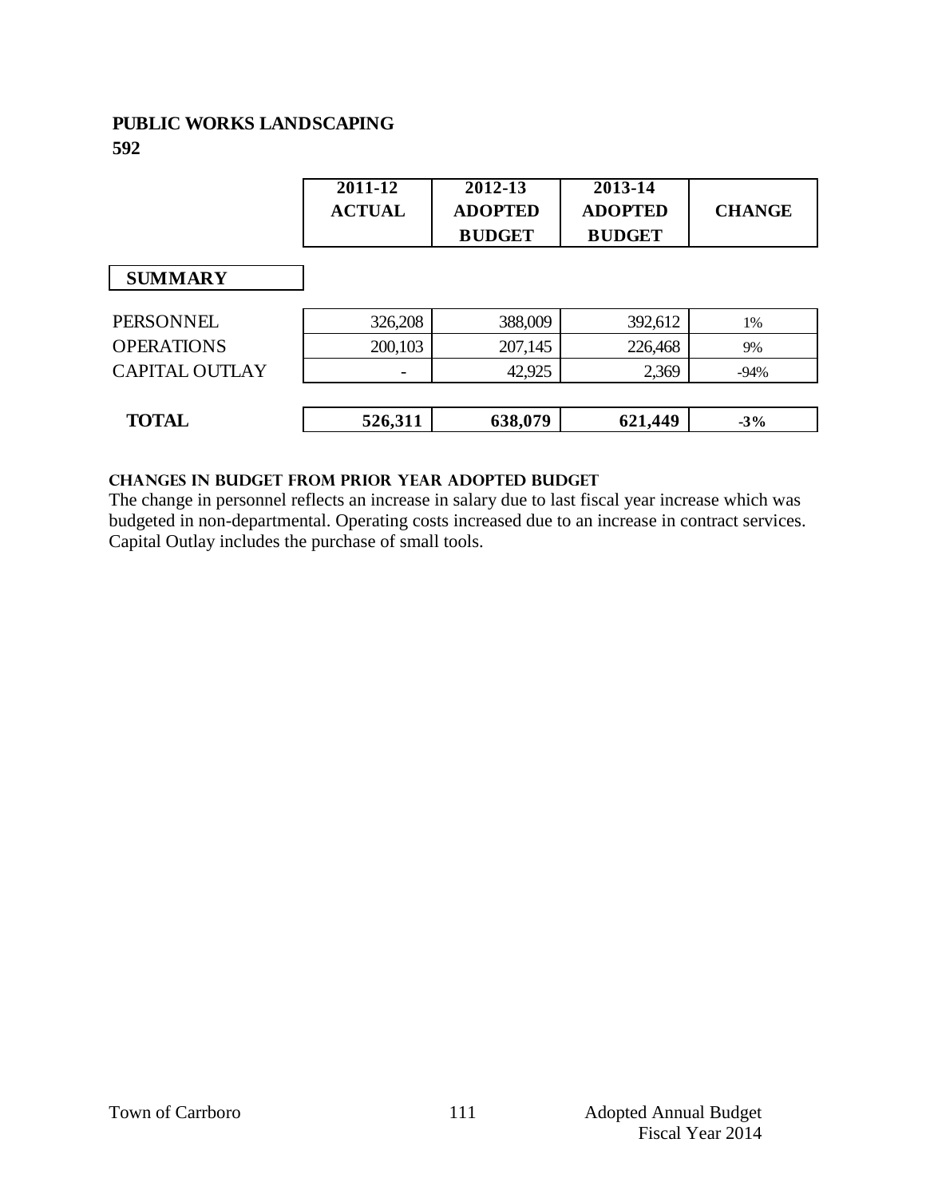# PUBLIC WORKS LANDSCAPING

**592**

| | 2011-12 ACTUAL | 2012-13 ADOPTED BUDGET | 2013-14 ADOPTED BUDGET | CHANGE |
|---|---|---|---|---|
| **SUMMARY** | | | | |
| PERSONNEL | 326,208 | 388,009 | 392,612 | 1% |
| OPERATIONS | 200,103 | 207,145 | 226,468 | 9% |
| CAPITAL OUTLAY | - | 42,925 | 2,369 | -94% |
| **TOTAL** | **526,311** | **638,079** | **621,449** | **-3%** |

**CHANGES IN BUDGET FROM PRIOR YEAR ADOPTED BUDGET**

The change in personnel reflects an increase in salary due to last fiscal year increase which was budgeted in non-departmental. Operating costs increased due to an increase in contract services. Capital Outlay includes the purchase of small tools.